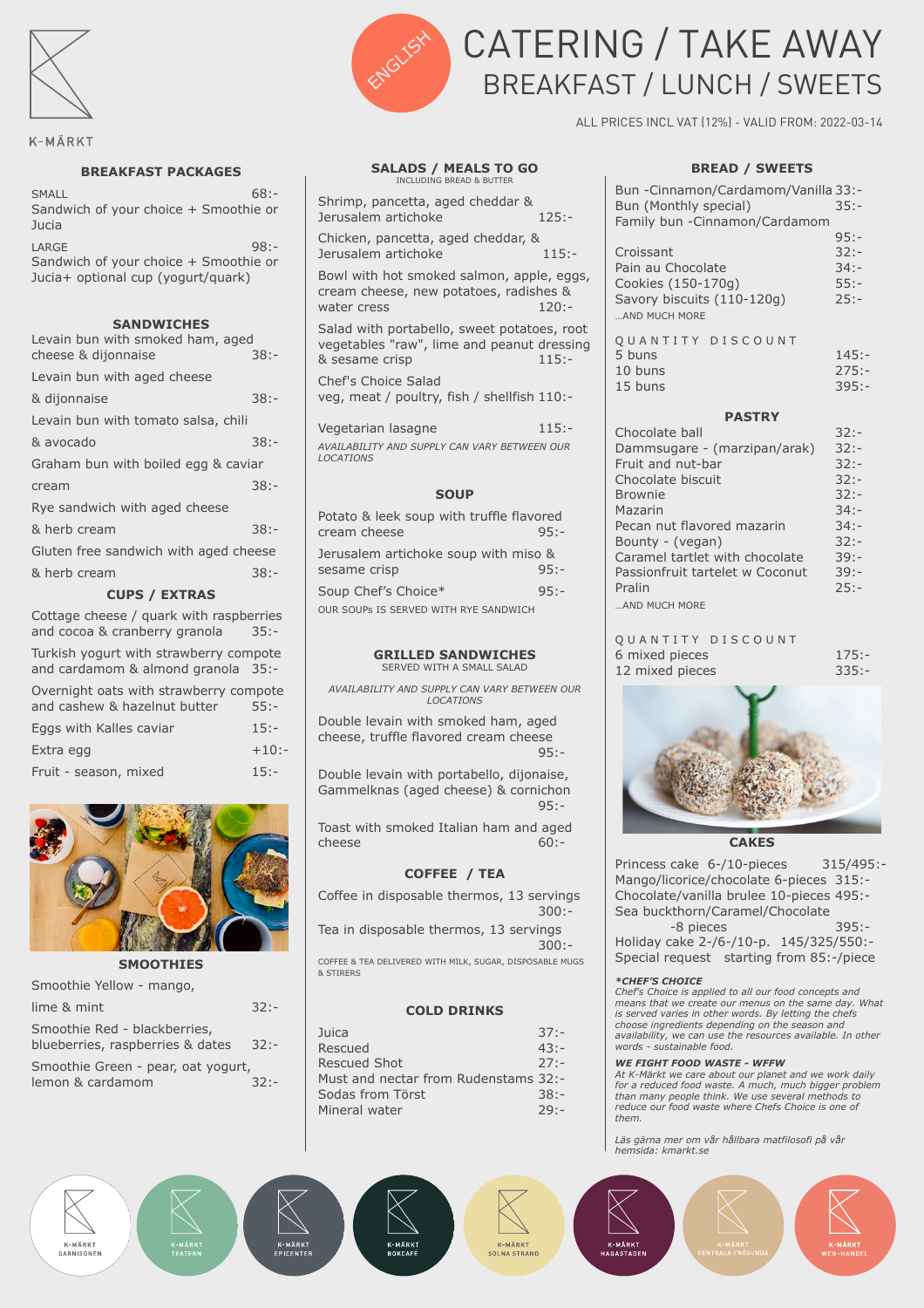K-MÄRKT

ENGLISH

# CATERING / TAKE AWAY
## BREAKFAST / LUNCH / SWEETS

ALL PRICES INCL VAT (12%) - VALID FROM: 2022-03-14

### BREAKFAST PACKAGES

SMALL 68:-
Sandwich of your choice + Smoothie or Jucia

LARGE 98:-
Sandwich of your choice + Smoothie or Jucia+ optional cup (yogurt/quark)

### SANDWICHES

Levain bun with smoked ham, aged cheese & dijonnaise 38:-

Levain bun with aged cheese & dijonnaise 38:-

Levain bun with tomato salsa, chili & avocado 38:-

Graham bun with boiled egg & caviar cream 38:-

Rye sandwich with aged cheese & herb cream 38:-

Gluten free sandwich with aged cheese & herb cream 38:-

### CUPS / EXTRAS

Cottage cheese / quark with raspberries and cocoa & cranberry granola 35:-

Turkish yogurt with strawberry compote and cardamom & almond granola 35:-

Overnight oats with strawberry compote and cashew & hazelnut butter 55:-

Eggs with Kalles caviar 15:-

Extra egg +10:-

Fruit - season, mixed 15:-

### SMOOTHIES

Smoothie Yellow - mango, lime & mint 32:-

Smoothie Red - blackberries, blueberries, raspberries & dates 32:-

Smoothie Green - pear, oat yogurt, lemon & cardamom 32:-

### SALADS / MEALS TO GO
INCLUDING BREAD & BUTTER

Shrimp, pancetta, aged cheddar & Jerusalem artichoke 125:-

Chicken, pancetta, aged cheddar, & Jerusalem artichoke 115:-

Bowl with hot smoked salmon, apple, eggs, cream cheese, new potatoes, radishes & water cress 120:-

Salad with portabello, sweet potatoes, root vegetables "raw", lime and peanut dressing & sesame crisp 115:-

Chef's Choice Salad
veg, meat / poultry, fish / shellfish 110:-

Vegetarian lasagne 115:-

*AVAILABILITY AND SUPPLY CAN VARY BETWEEN OUR LOCATIONS*

### SOUP

Potato & leek soup with truffle flavored cream cheese 95:-

Jerusalem artichoke soup with miso & sesame crisp 95:-

Soup Chef's Choice* 95:-

OUR SOUPs IS SERVED WITH RYE SANDWICH

### GRILLED SANDWICHES
SERVED WITH A SMALL SALAD

*AVAILABILITY AND SUPPLY CAN VARY BETWEEN OUR LOCATIONS*

Double levain with smoked ham, aged cheese, truffle flavored cream cheese 95:-

Double levain with portabello, dijonaise, Gammelknas (aged cheese) & cornichon 95:-

Toast with smoked Italian ham and aged cheese 60:-

### COFFEE / TEA

Coffee in disposable thermos, 13 servings 300:-

Tea in disposable thermos, 13 servings 300:-

COFFEE & TEA DELIVERED WITH MILK, SUGAR, DISPOSABLE MUGS & STIRERS

### COLD DRINKS

Juica 37:-
Rescued 43:-
Rescued Shot 27:-
Must and nectar from Rudenstams 32:-
Sodas from Törst 38:-
Mineral water 29:-

### BREAD / SWEETS

Bun -Cinnamon/Cardamom/Vanilla 33:-
Bun (Monthly special) 35:-
Family bun -Cinnamon/Cardamom 95:-
Croissant 32:-
Pain au Chocolate 34:-
Cookies (150-170g) 55:-
Savory biscuits (110-120g) 25:-
...AND MUCH MORE

QUANTITY DISCOUNT
5 buns 145:-
10 buns 275:-
15 buns 395:-

### PASTRY

Chocolate ball 32:-
Dammsugare - (marzipan/arak) 32:-
Fruit and nut-bar 32:-
Chocolate biscuit 32:-
Brownie 32:-
Mazarin 34:-
Pecan nut flavored mazarin 34:-
Bounty - (vegan) 32:-
Caramel tartlet with chocolate 39:-
Passionfruit tartelet w Coconut 39:-
Pralin 25:-
...AND MUCH MORE

QUANTITY DISCOUNT
6 mixed pieces 175:-
12 mixed pieces 335:-

### CAKES

Princess cake 6-/10-pieces 315/495:-
Mango/licorice/chocolate 6-pieces 315:-
Chocolate/vanilla brulee 10-pieces 495:-
Sea buckthorn/Caramel/Chocolate -8 pieces 395:-
Holiday cake 2-/6-/10-p. 145/325/550:-
Special request starting from 85:-/piece

***CHEF'S CHOICE***
*Chef's Choice is applied to all our food concepts and means that we create our menus on the same day. What is served varies in other words. By letting the chefs choose ingredients depending on the season and availability, we can use the resources available. In other words - sustainable food.*

***WE FIGHT FOOD WASTE - WFFW***
*At K-Märkt we care about our planet and we work daily for a reduced food waste. A much, much bigger problem than many people think. We use several methods to reduce our food waste where Chefs Choice is one of them.*

*Läs gärna mer om vår hållbara matfilosofi på vår hemsida: kmarkt.se*

K-MÄRKT GARNISONEN · K-MÄRKT TEATERN · K-MÄRKT EPICENTER · K-MÄRKT BOKCAFÉ · K-MÄRKT SOLNA STRAND · K-MÄRKT HAGASTADEN · K-MÄRKT CENTRALA FRÖSUNDA · K-MÄRKT WEB-HANDEL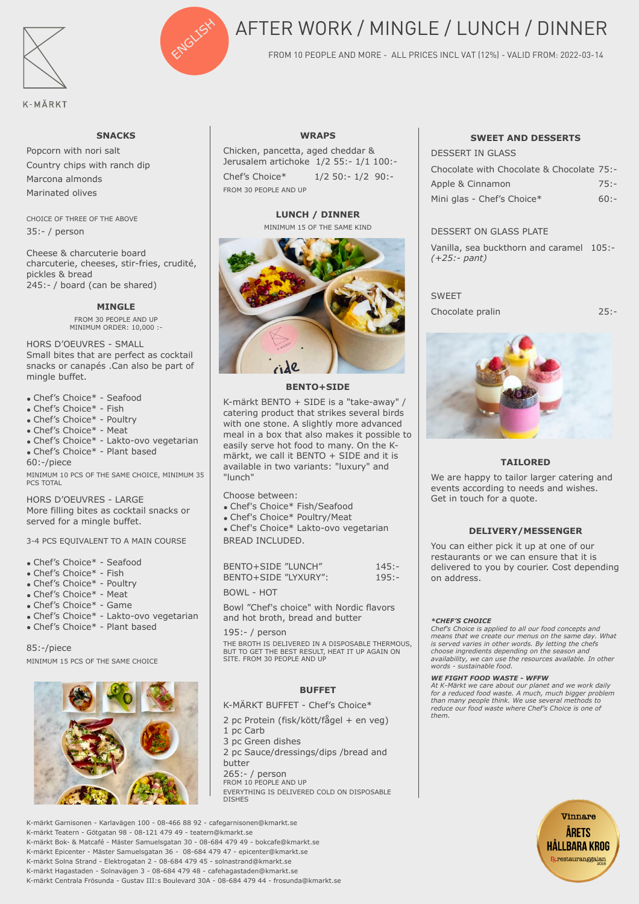ENGLISH

# AFTER WORK / MINGLE / LUNCH / DINNER

FROM 10 PEOPLE AND MORE - ALL PRICES INCL VAT (12%) - VALID FROM: 2022-03-14

K-MÄRKT

## SNACKS

Popcorn with nori salt
Country chips with ranch dip
Marcona almonds
Marinated olives

CHOICE OF THREE OF THE ABOVE
35:- / person

Cheese & charcuterie board
charcuterie, cheeses, stir-fries, crudité, pickles & bread
245:- / board (can be shared)

## MINGLE

FROM 30 PEOPLE AND UP
MINIMUM ORDER: 10,000 :-

HORS D'OEUVRES - SMALL
Small bites that are perfect as cocktail snacks or canapés .Can also be part of mingle buffet.

- Chef's Choice* - Seafood
- Chef's Choice* - Fish
- Chef's Choice* - Poultry
- Chef's Choice* - Meat
- Chef's Choice* - Lakto-ovo vegetarian
- Chef's Choice* - Plant based

60:-/piece
MINIMUM 10 PCS OF THE SAME CHOICE, MINIMUM 35 PCS TOTAL

HORS D'OEUVRES - LARGE
More filling bites as cocktail snacks or served for a mingle buffet.

3-4 PCS EQUIVALENT TO A MAIN COURSE

- Chef's Choice* - Seafood
- Chef's Choice* - Fish
- Chef's Choice* - Poultry
- Chef's Choice* - Meat
- Chef's Choice* - Game
- Chef's Choice* - Lakto-ovo vegetarian
- Chef's Choice* - Plant based

85:-/piece
MINIMUM 15 PCS OF THE SAME CHOICE

## WRAPS

Chicken, pancetta, aged cheddar & Jerusalem artichoke 1/2 55:- 1/1 100:-
Chef's Choice* 1/2 50:- 1/2 90:-
FROM 30 PEOPLE AND UP

## LUNCH / DINNER

MINIMUM 15 OF THE SAME KIND

### BENTO+SIDE

K-märkt BENTO + SIDE is a "take-away" / catering product that strikes several birds with one stone. A slightly more advanced meal in a box that also makes it possible to easily serve hot food to many. On the K-märkt, we call it BENTO + SIDE and it is available in two variants: "luxury" and "lunch"

Choose between:

- Chef's Choice* Fish/Seafood
- Chef's Choice* Poultry/Meat
- Chef's Choice* Lakto-ovo vegetarian

BREAD INCLUDED.

BENTO+SIDE "LUNCH" 145:-
BENTO+SIDE "LYXURY": 195:-

BOWL - HOT

Bowl "Chef's choice" with Nordic flavors and hot broth, bread and butter

195:- / person

THE BROTH IS DELIVERED IN A DISPOSABLE THERMOUS, BUT TO GET THE BEST RESULT, HEAT IT UP AGAIN ON SITE. FROM 30 PEOPLE AND UP

### BUFFET

K-MÄRKT BUFFET - Chef's Choice*

2 pc Protein (fisk/kött/fågel + en veg)
1 pc Carb
3 pc Green dishes
2 pc Sauce/dressings/dips /bread and butter
265:- / person
FROM 10 PEOPLE AND UP
EVERYTHING IS DELIVERED COLD ON DISPOSABLE DISHES

## SWEET AND DESSERTS

DESSERT IN GLASS

Chocolate with Chocolate & Chocolate 75:-
Apple & Cinnamon 75:-
Mini glas - Chef's Choice* 60:-

DESSERT ON GLASS PLATE

Vanilla, sea buckthorn and caramel 105:-
*(+25:- pant)*

SWEET

Chocolate pralin 25:-

## TAILORED

We are happy to tailor larger catering and events according to needs and wishes. Get in touch for a quote.

## DELIVERY/MESSENGER

You can either pick it up at one of our restaurants or we can ensure that it is delivered to you by courier. Cost depending on address.

***CHEF'S CHOICE***
*Chef's Choice is applied to all our food concepts and means that we create our menus on the same day. What is served varies in other words. By letting the chefs choose ingredients depending on the season and availability, we can use the resources available. In other words - sustainable food.*

***WE FIGHT FOOD WASTE - WFFW***
*At K-Märkt we care about our planet and we work daily for a reduced food waste. A much, much bigger problem than many people think. We use several methods to reduce our food waste where Chef's Choice is one of them.*

K-märkt Garnisonen - Karlavägen 100 - 08-466 88 92 - cafegarnisonen@kmarkt.se
K-märkt Teatern - Götgatan 98 - 08-121 479 49 - teatern@kmarkt.se
K-märkt Bok- & Matcafé - Mäster Samuelsgatan 30 - 08-684 479 49 - bokcafe@kmarkt.se
K-märkt Epicenter - Mäster Samuelsgatan 36 - 08-684 479 47 - epicenter@kmarkt.se
K-märkt Solna Strand - Elektrogatan 2 - 08-684 479 45 - solnastrand@kmarkt.se
K-märkt Hagastaden - Solnavägen 3 - 08-684 479 48 - cafehagastaden@kmarkt.se
K-märkt Centrala Frösunda - Gustav III:s Boulevard 30A - 08-684 479 44 - frosunda@kmarkt.se

Vinnare
ÅRETS HÅLLBARA KROG
restauranggalan 2018